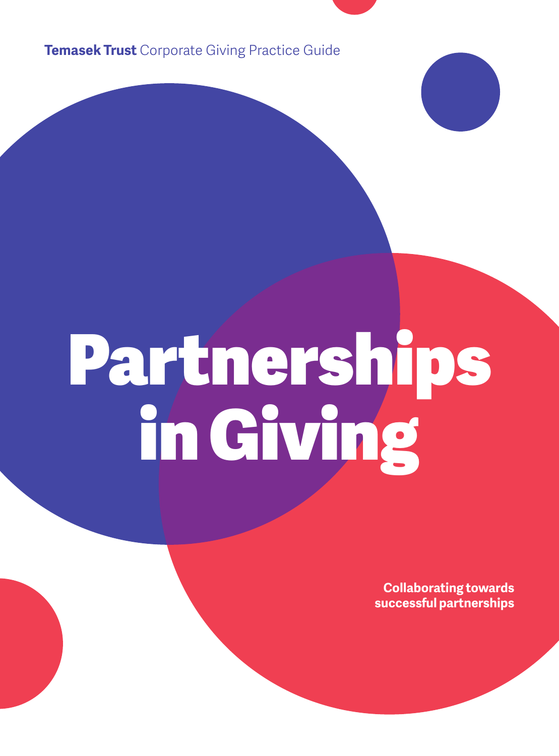**Temasek Trust** Corporate Giving Practice Guide

# Partnerships in Giving

**Collaborating towards successful partnerships**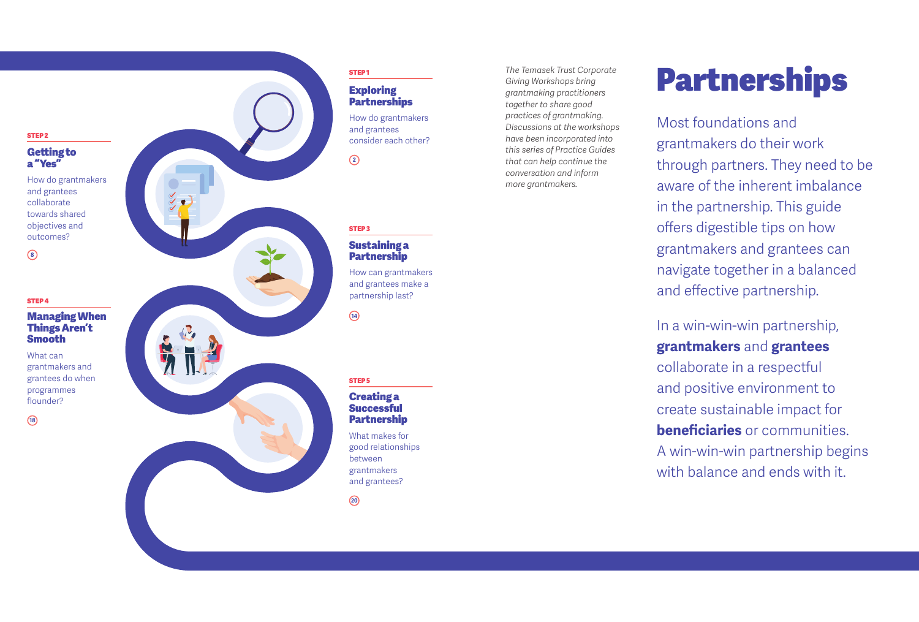# Partnerships

Most foundations and grantmakers do their work through partners. They need to be aware of the inherent imbalance in the partnership. This guide offers digestible tips on how grantmakers and grantees can navigate together in a balanced and effective partnership.

In a win-win-win partnership, **grantmakers** and **grantees** collaborate in a respectful and positive environment to create sustainable impact for **beneficiaries** or communities. A win-win-win partnership begins with balance and ends with it.

*The Temasek Trust Corporate Giving Workshops bring grantmaking practitioners together to share good practices of grantmaking. Discussions at the workshops have been incorporated into this series of Practice Guides that can help continue the conversation and inform more grantmakers.*

STEP 1

## Exploring Partnerships

How do grantmakers and grantees consider each other?

2

STEP 2

## Getting to a "Yes"

How do grantmakers and grantees collaborate towards shared objectives and outcomes?

8

STEP 3

## Sustaining a Partnership

How can grantmakers and grantees make a partnership last?

14

STEP 4

## Managing When Things Aren't Smooth

What can grantmakers and grantees do when programmes flounder?

18

STEP 5

## Creating a Successful Partnership

What makes for good relationships between grantmakers and grantees?

20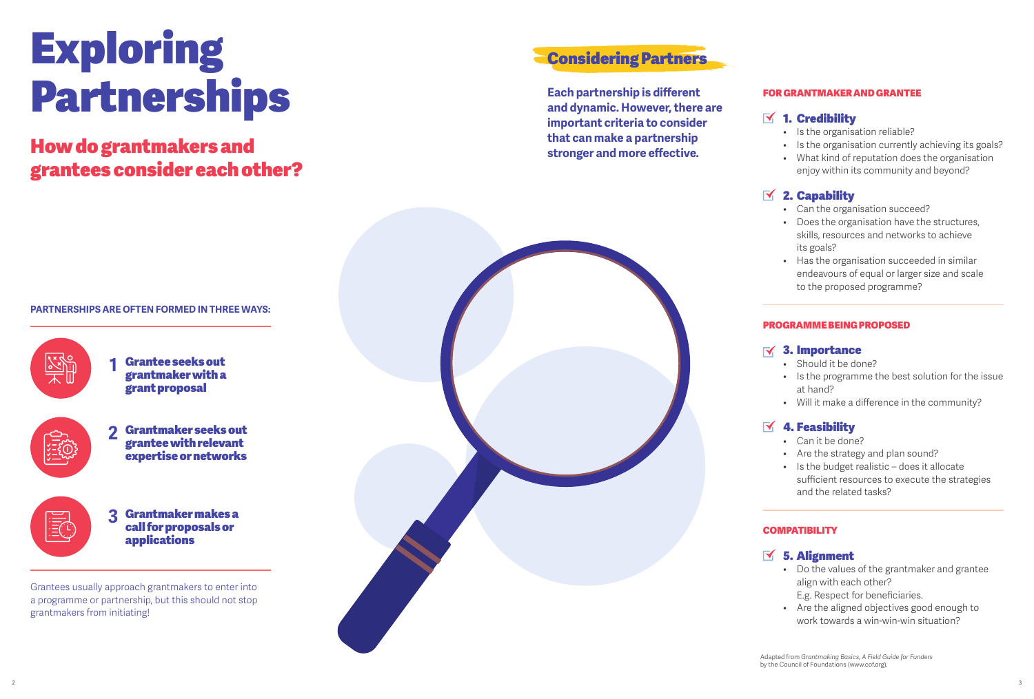# Exploring Partnerships

## How do grantmakers and grantees consider each other?

**PARTNERSHIPS ARE OFTEN FORMED IN THREE WAYS:**

1. **Grantee seeks out grantmaker with a grant proposal**
2. **Grantmaker seeks out grantee with relevant expertise or networks**
3. **Grantmaker makes a call for proposals or applications**

Grantees usually approach grantmakers to enter into a programme or partnership, but this should not stop grantmakers from initiating!

## Considering Partners

**Each partnership is different and dynamic. However, there are important criteria to consider that can make a partnership stronger and more effective.**

### FOR GRANTMAKER AND GRANTEE

#### 1. Credibility

- Is the organisation reliable?
- Is the organisation currently achieving its goals?
- What kind of reputation does the organisation enjoy within its community and beyond?

#### 2. Capability

- Can the organisation succeed?
- Does the organisation have the structures, skills, resources and networks to achieve its goals?
- Has the organisation succeeded in similar endeavours of equal or larger size and scale to the proposed programme?

### PROGRAMME BEING PROPOSED

#### 3. Importance

- Should it be done?
- Is the programme the best solution for the issue at hand?
- Will it make a difference in the community?

#### 4. Feasibility

- Can it be done?
- Are the strategy and plan sound?
- Is the budget realistic – does it allocate sufficient resources to execute the strategies and the related tasks?

### COMPATIBILITY

#### 5. Alignment

- Do the values of the grantmaker and grantee align with each other? E.g. Respect for beneficiaries.
- Are the aligned objectives good enough to work towards a win-win-win situation?

Adapted from *Grantmaking Basics, A Field Guide for Funders* by the Council of Foundations (www.cof.org).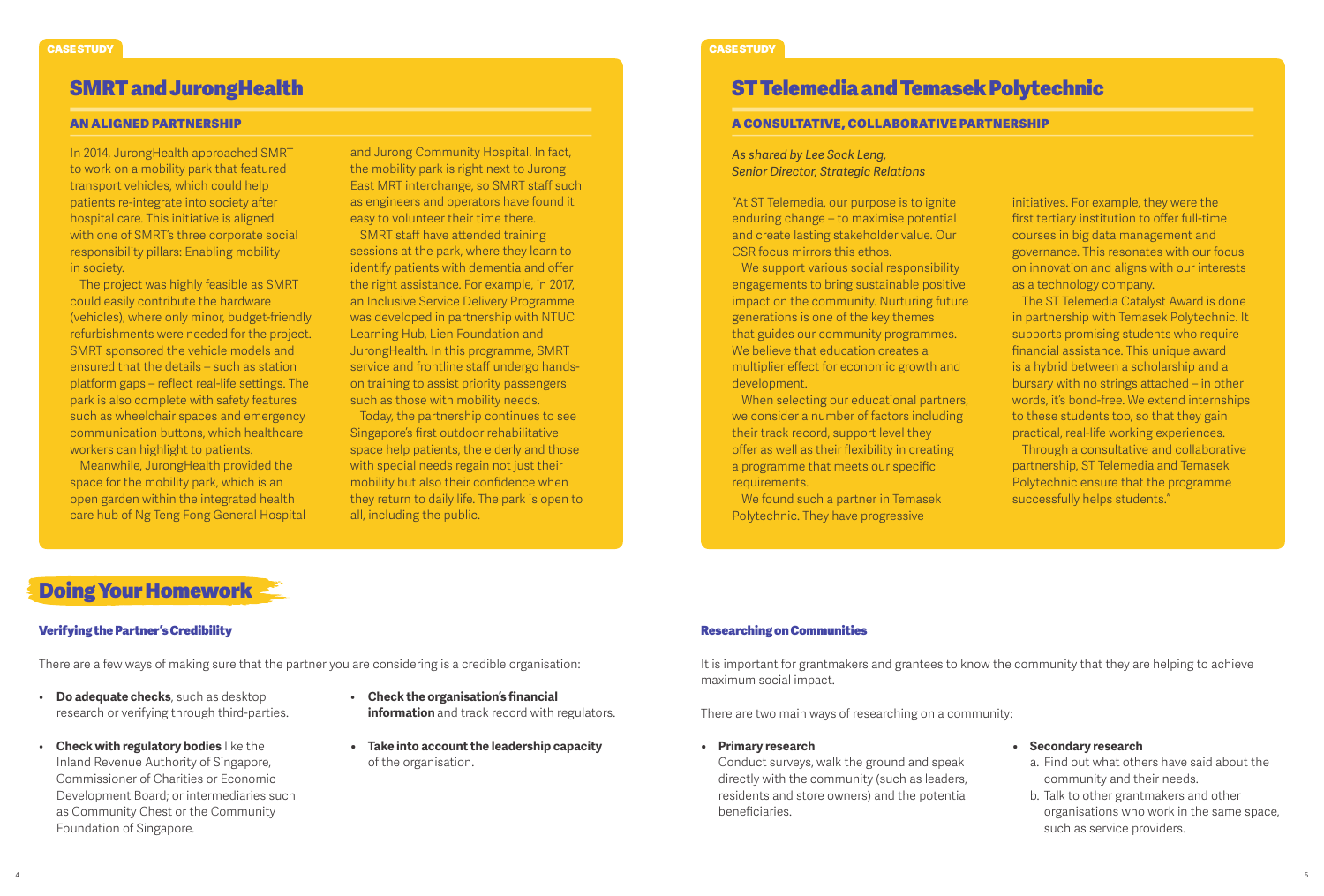CASE STUDY

## SMRT and JurongHealth

### AN ALIGNED PARTNERSHIP

In 2014, JurongHealth approached SMRT to work on a mobility park that featured transport vehicles, which could help patients re-integrate into society after hospital care. This initiative is aligned with one of SMRT's three corporate social responsibility pillars: Enabling mobility in society.

The project was highly feasible as SMRT could easily contribute the hardware (vehicles), where only minor, budget-friendly refurbishments were needed for the project. SMRT sponsored the vehicle models and ensured that the details – such as station platform gaps – reflect real-life settings. The park is also complete with safety features such as wheelchair spaces and emergency communication buttons, which healthcare workers can highlight to patients.

Meanwhile, JurongHealth provided the space for the mobility park, which is an open garden within the integrated health care hub of Ng Teng Fong General Hospital and Jurong Community Hospital. In fact, the mobility park is right next to Jurong East MRT interchange, so SMRT staff such as engineers and operators have found it easy to volunteer their time there.

SMRT staff have attended training sessions at the park, where they learn to identify patients with dementia and offer the right assistance. For example, in 2017, an Inclusive Service Delivery Programme was developed in partnership with NTUC Learning Hub, Lien Foundation and JurongHealth. In this programme, SMRT service and frontline staff undergo hands-on training to assist priority passengers such as those with mobility needs.

Today, the partnership continues to see Singapore's first outdoor rehabilitative space help patients, the elderly and those with special needs regain not just their mobility but also their confidence when they return to daily life. The park is open to all, including the public.

CASE STUDY

## ST Telemedia and Temasek Polytechnic

### A CONSULTATIVE, COLLABORATIVE PARTNERSHIP

*As shared by Lee Sock Leng, Senior Director, Strategic Relations*

"At ST Telemedia, our purpose is to ignite enduring change – to maximise potential and create lasting stakeholder value. Our CSR focus mirrors this ethos.

We support various social responsibility engagements to bring sustainable positive impact on the community. Nurturing future generations is one of the key themes that guides our community programmes. We believe that education creates a multiplier effect for economic growth and development.

When selecting our educational partners, we consider a number of factors including their track record, support level they offer as well as their flexibility in creating a programme that meets our specific requirements.

We found such a partner in Temasek Polytechnic. They have progressive initiatives. For example, they were the first tertiary institution to offer full-time courses in big data management and governance. This resonates with our focus on innovation and aligns with our interests as a technology company.

The ST Telemedia Catalyst Award is done in partnership with Temasek Polytechnic. It supports promising students who require financial assistance. This unique award is a hybrid between a scholarship and a bursary with no strings attached – in other words, it's bond-free. We extend internships to these students too, so that they gain practical, real-life working experiences.

Through a consultative and collaborative partnership, ST Telemedia and Temasek Polytechnic ensure that the programme successfully helps students."

# Doing Your Homework

### Verifying the Partner's Credibility

There are a few ways of making sure that the partner you are considering is a credible organisation:

- **Do adequate checks**, such as desktop research or verifying through third-parties.
- **Check with regulatory bodies** like the Inland Revenue Authority of Singapore, Commissioner of Charities or Economic Development Board; or intermediaries such as Community Chest or the Community Foundation of Singapore.
- **Check the organisation's financial information** and track record with regulators.
- **Take into account the leadership capacity** of the organisation.

### Researching on Communities

It is important for grantmakers and grantees to know the community that they are helping to achieve maximum social impact.

There are two main ways of researching on a community:

- **Primary research**
  Conduct surveys, walk the ground and speak directly with the community (such as leaders, residents and store owners) and the potential beneficiaries.
- **Secondary research**
  a. Find out what others have said about the community and their needs.
  b. Talk to other grantmakers and other organisations who work in the same space, such as service providers.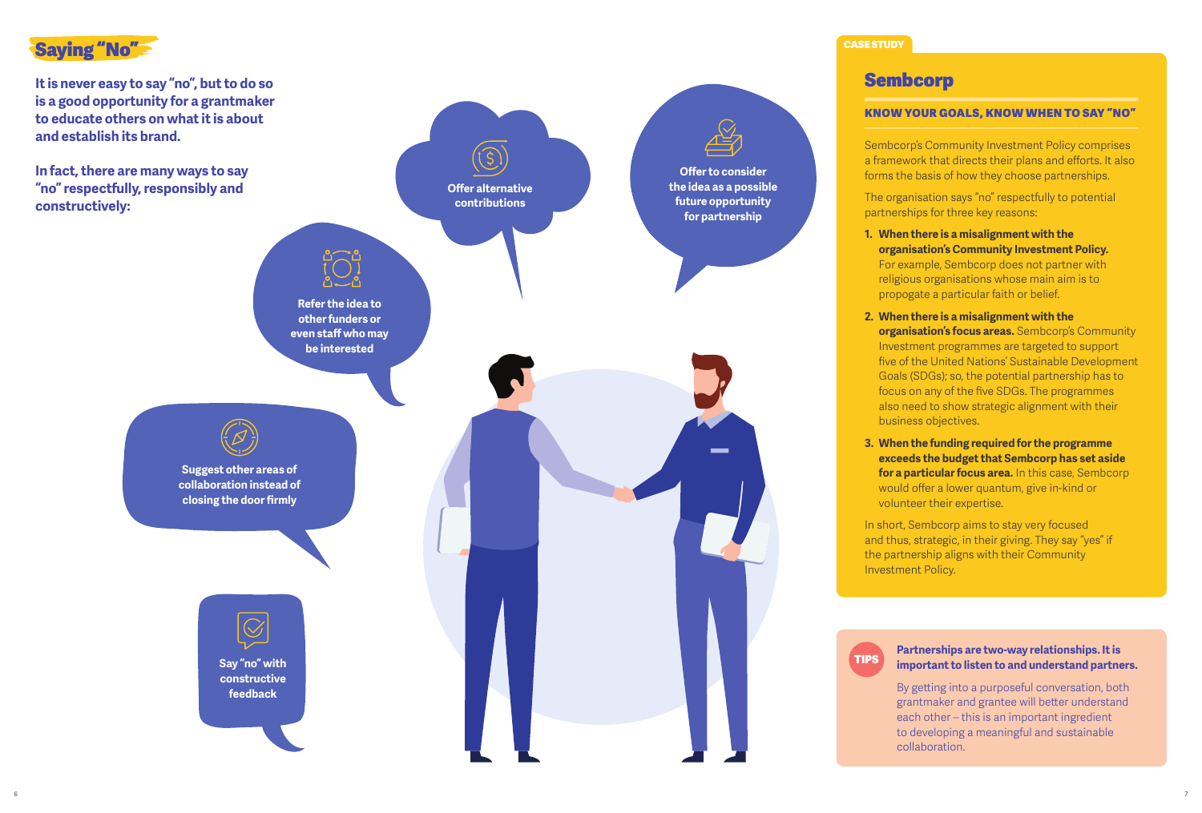## Saying "No"

**It is never easy to say "no", but to do so is a good opportunity for a grantmaker to educate others on what it is about and establish its brand.**

**In fact, there are many ways to say "no" respectfully, responsibly and constructively:**

- **Offer alternative contributions**
- **Offer to consider the idea as a possible future opportunity for partnership**
- **Refer the idea to other funders or even staff who may be interested**
- **Suggest other areas of collaboration instead of closing the door firmly**
- **Say "no" with constructive feedback**

---

CASE STUDY

### Sembcorp

**KNOW YOUR GOALS, KNOW WHEN TO SAY "NO"**

Sembcorp's Community Investment Policy comprises a framework that directs their plans and efforts. It also forms the basis of how they choose partnerships.

The organisation says "no" respectfully to potential partnerships for three key reasons:

1. **When there is a misalignment with the organisation's Community Investment Policy.** For example, Sembcorp does not partner with religious organisations whose main aim is to propogate a particular faith or belief.
2. **When there is a misalignment with the organisation's focus areas.** Sembcorp's Community Investment programmes are targeted to support five of the United Nations' Sustainable Development Goals (SDGs); so, the potential partnership has to focus on any of the five SDGs. The programmes also need to show strategic alignment with their business objectives.
3. **When the funding required for the programme exceeds the budget that Sembcorp has set aside for a particular focus area.** In this case, Sembcorp would offer a lower quantum, give in-kind or volunteer their expertise.

In short, Sembcorp aims to stay very focused and thus, strategic, in their giving. They say "yes" if the partnership aligns with their Community Investment Policy.

---

TIPS

**Partnerships are two-way relationships. It is important to listen to and understand partners.**

By getting into a purposeful conversation, both grantmaker and grantee will better understand each other – this is an important ingredient to developing a meaningful and sustainable collaboration.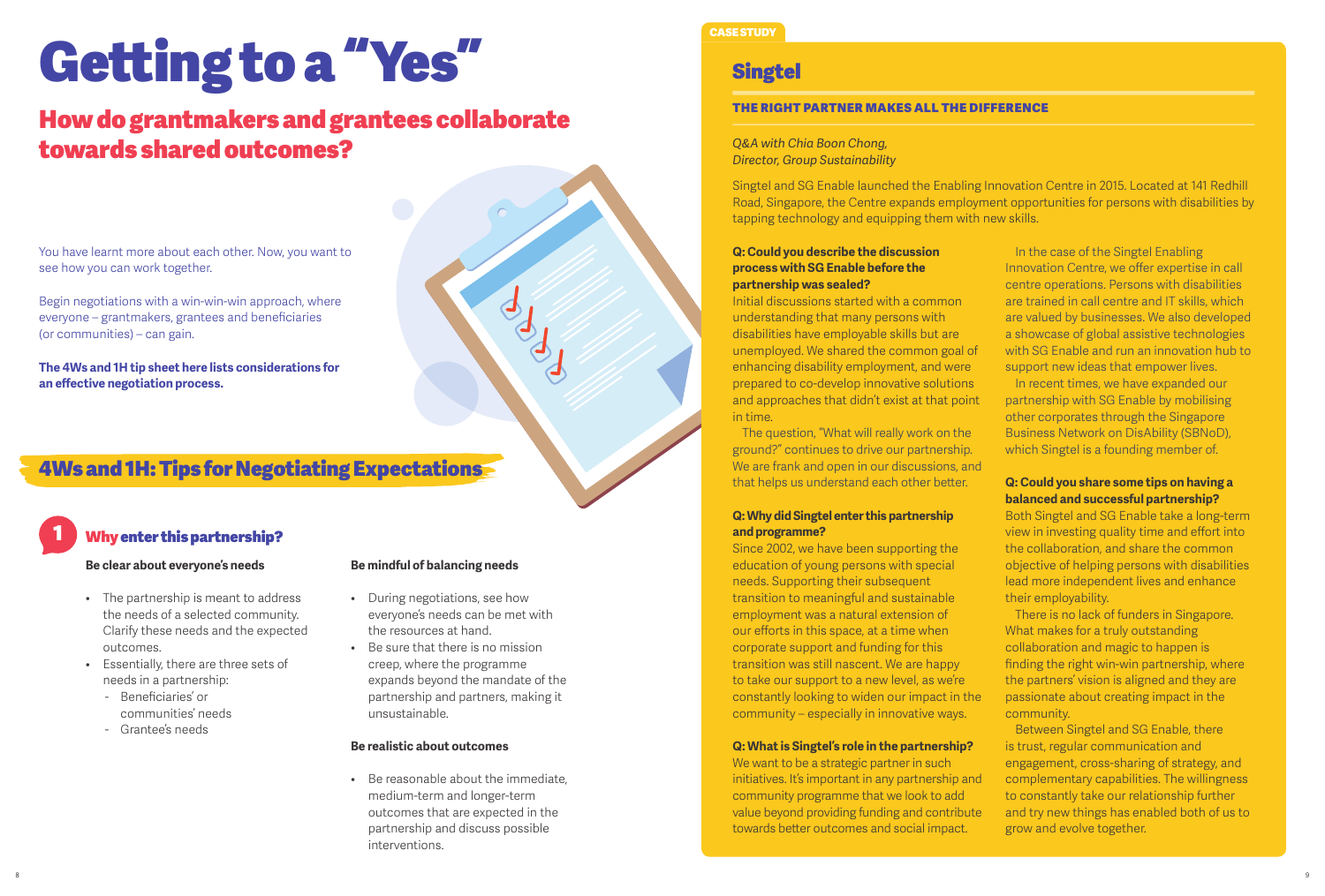# Getting to a "Yes"

## How do grantmakers and grantees collaborate towards shared outcomes?

You have learnt more about each other. Now, you want to see how you can work together.

Begin negotiations with a win-win-win approach, where everyone – grantmakers, grantees and beneficiaries (or communities) – can gain.

**The 4Ws and 1H tip sheet here lists considerations for an effective negotiation process.**

## 4Ws and 1H: Tips for Negotiating Expectations

### 1 Why enter this partnership?

**Be clear about everyone's needs**

- The partnership is meant to address the needs of a selected community. Clarify these needs and the expected outcomes.
- Essentially, there are three sets of needs in a partnership:
  - Beneficiaries' or communities' needs
  - Grantee's needs

**Be mindful of balancing needs**

- During negotiations, see how everyone's needs can be met with the resources at hand.
- Be sure that there is no mission creep, where the programme expands beyond the mandate of the partnership and partners, making it unsustainable.

**Be realistic about outcomes**

- Be reasonable about the immediate, medium-term and longer-term outcomes that are expected in the partnership and discuss possible interventions.

CASE STUDY

## Singtel

### THE RIGHT PARTNER MAKES ALL THE DIFFERENCE

*Q&A with Chia Boon Chong,*
*Director, Group Sustainability*

Singtel and SG Enable launched the Enabling Innovation Centre in 2015. Located at 141 Redhill Road, Singapore, the Centre expands employment opportunities for persons with disabilities by tapping technology and equipping them with new skills.

**Q: Could you describe the discussion process with SG Enable before the partnership was sealed?**

Initial discussions started with a common understanding that many persons with disabilities have employable skills but are unemployed. We shared the common goal of enhancing disability employment, and were prepared to co-develop innovative solutions and approaches that didn't exist at that point in time.

The question, "What will really work on the ground?" continues to drive our partnership. We are frank and open in our discussions, and that helps us understand each other better.

**Q: Why did Singtel enter this partnership and programme?**

Since 2002, we have been supporting the education of young persons with special needs. Supporting their subsequent transition to meaningful and sustainable employment was a natural extension of our efforts in this space, at a time when corporate support and funding for this transition was still nascent. We are happy to take our support to a new level, as we're constantly looking to widen our impact in the community – especially in innovative ways.

**Q: What is Singtel's role in the partnership?**

We want to be a strategic partner in such initiatives. It's important in any partnership and community programme that we look to add value beyond providing funding and contribute towards better outcomes and social impact.

In the case of the Singtel Enabling Innovation Centre, we offer expertise in call centre operations. Persons with disabilities are trained in call centre and IT skills, which are valued by businesses. We also developed a showcase of global assistive technologies with SG Enable and run an innovation hub to support new ideas that empower lives.

In recent times, we have expanded our partnership with SG Enable by mobilising other corporates through the Singapore Business Network on DisAbility (SBNoD), which Singtel is a founding member of.

**Q: Could you share some tips on having a balanced and successful partnership?**

Both Singtel and SG Enable take a long-term view in investing quality time and effort into the collaboration, and share the common objective of helping persons with disabilities lead more independent lives and enhance their employability.

There is no lack of funders in Singapore. What makes for a truly outstanding collaboration and magic to happen is finding the right win-win partnership, where the partners' vision is aligned and they are passionate about creating impact in the community.

Between Singtel and SG Enable, there is trust, regular communication and engagement, cross-sharing of strategy, and complementary capabilities. The willingness to constantly take our relationship further and try new things has enabled both of us to grow and evolve together.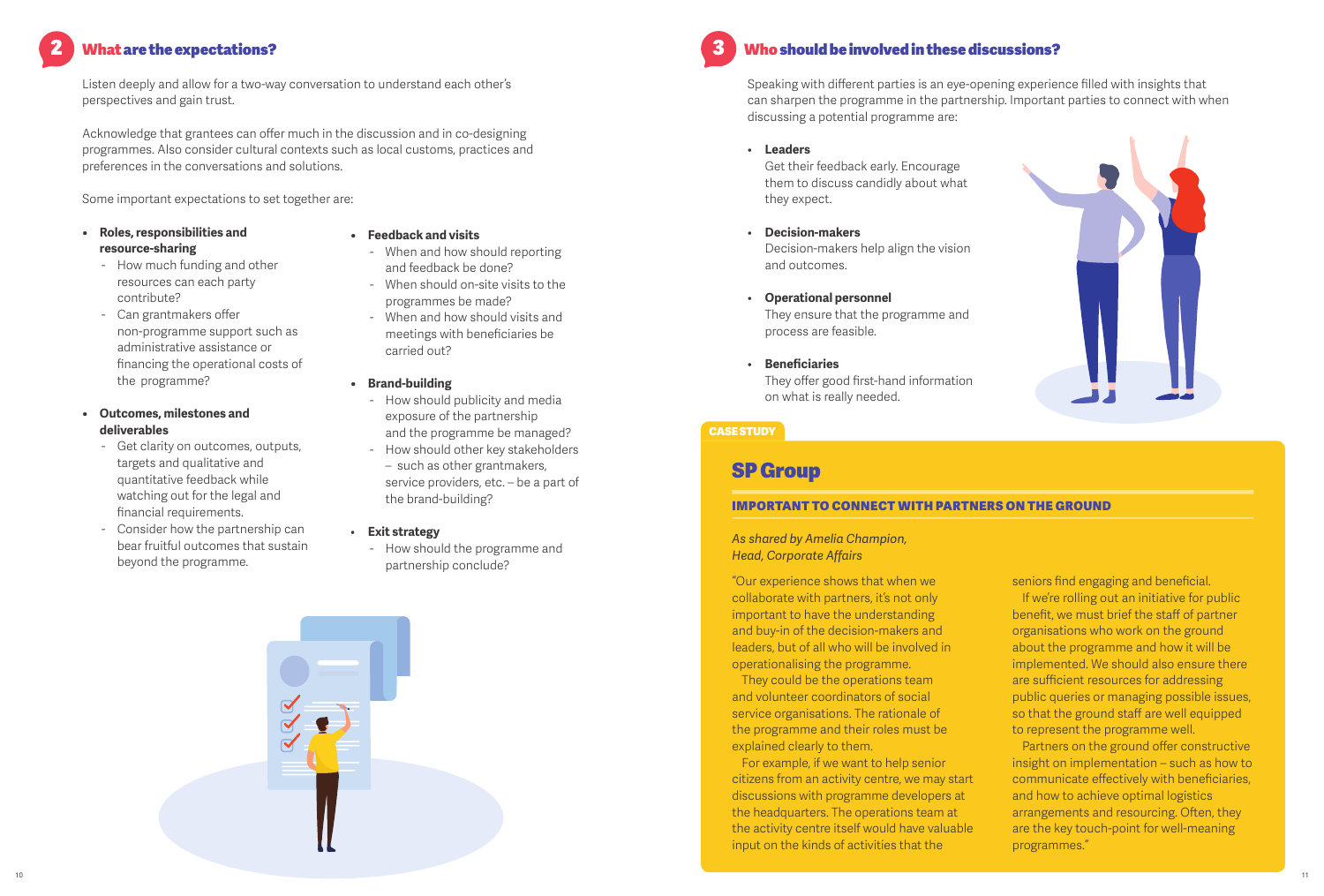## 2 What are the expectations?

Listen deeply and allow for a two-way conversation to understand each other's perspectives and gain trust.

Acknowledge that grantees can offer much in the discussion and in co-designing programmes. Also consider cultural contexts such as local customs, practices and preferences in the conversations and solutions.

Some important expectations to set together are:

- **Roles, responsibilities and resource-sharing**
  - How much funding and other resources can each party contribute?
  - Can grantmakers offer non-programme support such as administrative assistance or financing the operational costs of the programme?
- **Outcomes, milestones and deliverables**
  - Get clarity on outcomes, outputs, targets and qualitative and quantitative feedback while watching out for the legal and financial requirements.
  - Consider how the partnership can bear fruitful outcomes that sustain beyond the programme.
- **Feedback and visits**
  - When and how should reporting and feedback be done?
  - When should on-site visits to the programmes be made?
  - When and how should visits and meetings with beneficiaries be carried out?
- **Brand-building**
  - How should publicity and media exposure of the partnership and the programme be managed?
  - How should other key stakeholders – such as other grantmakers, service providers, etc. – be a part of the brand-building?
- **Exit strategy**
  - How should the programme and partnership conclude?

## 3 Who should be involved in these discussions?

Speaking with different parties is an eye-opening experience filled with insights that can sharpen the programme in the partnership. Important parties to connect with when discussing a potential programme are:

- **Leaders**
  Get their feedback early. Encourage them to discuss candidly about what they expect.
- **Decision-makers**
  Decision-makers help align the vision and outcomes.
- **Operational personnel**
  They ensure that the programme and process are feasible.
- **Beneficiaries**
  They offer good first-hand information on what is really needed.

**CASE STUDY**

### SP Group

#### IMPORTANT TO CONNECT WITH PARTNERS ON THE GROUND

*As shared by Amelia Champion, Head, Corporate Affairs*

"Our experience shows that when we collaborate with partners, it's not only important to have the understanding and buy-in of the decision-makers and leaders, but of all who will be involved in operationalising the programme.

They could be the operations team and volunteer coordinators of social service organisations. The rationale of the programme and their roles must be explained clearly to them.

For example, if we want to help senior citizens from an activity centre, we may start discussions with programme developers at the headquarters. The operations team at the activity centre itself would have valuable input on the kinds of activities that the seniors find engaging and beneficial.

If we're rolling out an initiative for public benefit, we must brief the staff of partner organisations who work on the ground about the programme and how it will be implemented. We should also ensure there are sufficient resources for addressing public queries or managing possible issues, so that the ground staff are well equipped to represent the programme well.

Partners on the ground offer constructive insight on implementation – such as how to communicate effectively with beneficiaries, and how to achieve optimal logistics arrangements and resourcing. Often, they are the key touch-point for well-meaning programmes."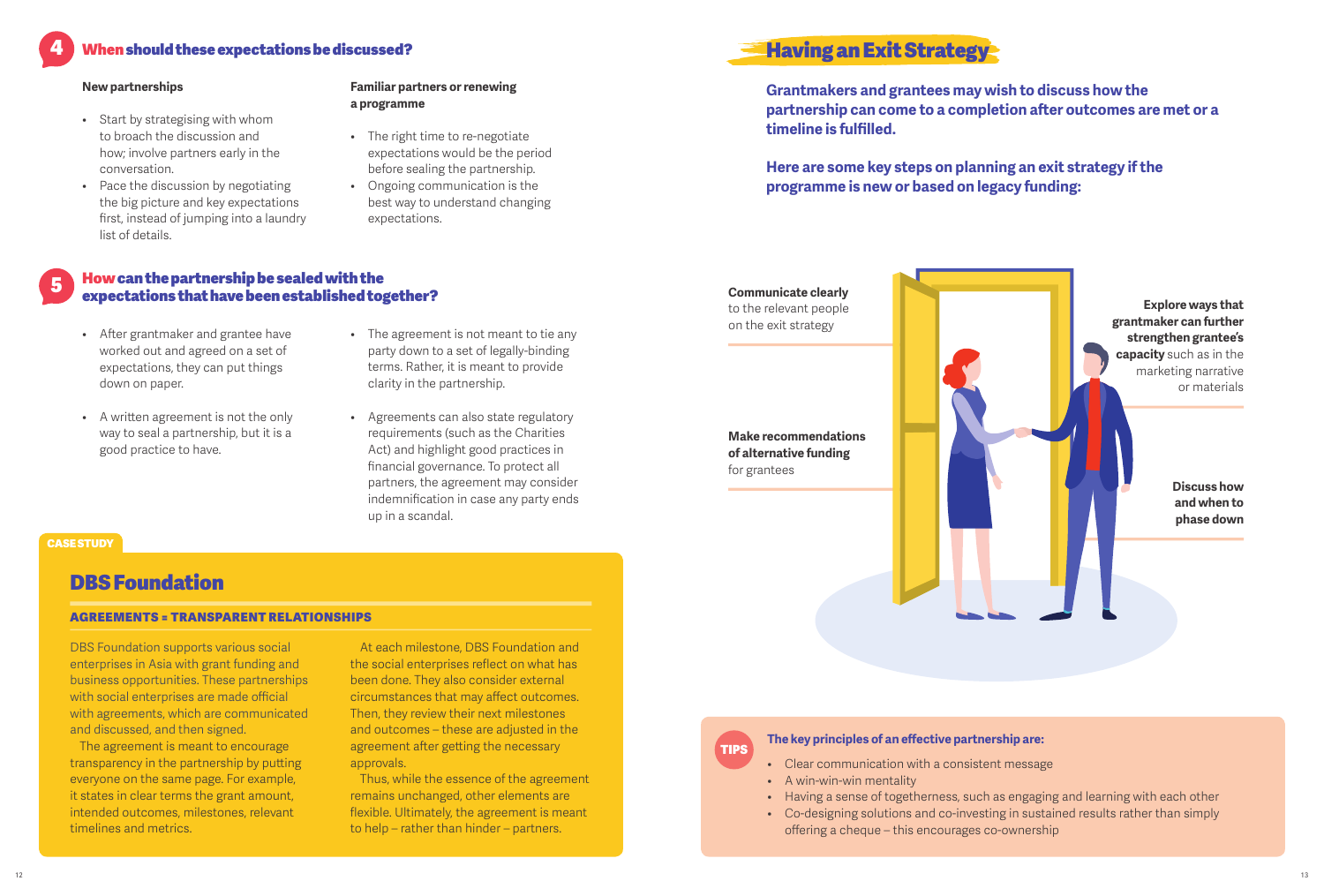## 4 When should these expectations be discussed?

**New partnerships**

- Start by strategising with whom to broach the discussion and how; involve partners early in the conversation.
- Pace the discussion by negotiating the big picture and key expectations first, instead of jumping into a laundry list of details.

**Familiar partners or renewing a programme**

- The right time to re-negotiate expectations would be the period before sealing the partnership.
- Ongoing communication is the best way to understand changing expectations.

## 5 How can the partnership be sealed with the expectations that have been established together?

- After grantmaker and grantee have worked out and agreed on a set of expectations, they can put things down on paper.
- A written agreement is not the only way to seal a partnership, but it is a good practice to have.
- The agreement is not meant to tie any party down to a set of legally-binding terms. Rather, it is meant to provide clarity in the partnership.
- Agreements can also state regulatory requirements (such as the Charities Act) and highlight good practices in financial governance. To protect all partners, the agreement may consider indemnification in case any party ends up in a scandal.

**CASE STUDY**

### DBS Foundation

**AGREEMENTS = TRANSPARENT RELATIONSHIPS**

DBS Foundation supports various social enterprises in Asia with grant funding and business opportunities. These partnerships with social enterprises are made official with agreements, which are communicated and discussed, and then signed.

The agreement is meant to encourage transparency in the partnership by putting everyone on the same page. For example, it states in clear terms the grant amount, intended outcomes, milestones, relevant timelines and metrics.

At each milestone, DBS Foundation and the social enterprises reflect on what has been done. They also consider external circumstances that may affect outcomes. Then, they review their next milestones and outcomes – these are adjusted in the agreement after getting the necessary approvals.

Thus, while the essence of the agreement remains unchanged, other elements are flexible. Ultimately, the agreement is meant to help – rather than hinder – partners.

## Having an Exit Strategy

**Grantmakers and grantees may wish to discuss how the partnership can come to a completion after outcomes are met or a timeline is fulfilled.**

**Here are some key steps on planning an exit strategy if the programme is new or based on legacy funding:**

- **Communicate clearly** to the relevant people on the exit strategy
- **Make recommendations of alternative funding** for grantees
- **Explore ways that grantmaker can further strengthen grantee's capacity** such as in the marketing narrative or materials
- **Discuss how and when to phase down**

**TIPS**

**The key principles of an effective partnership are:**

- Clear communication with a consistent message
- A win-win-win mentality
- Having a sense of togetherness, such as engaging and learning with each other
- Co-designing solutions and co-investing in sustained results rather than simply offering a cheque – this encourages co-ownership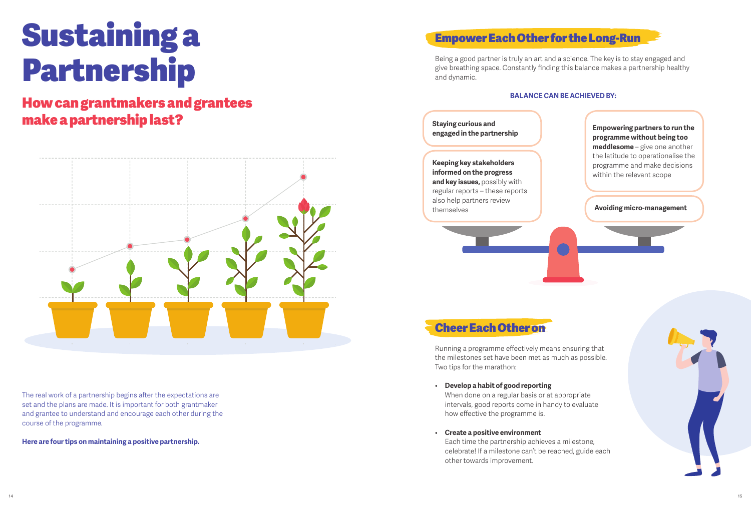# Sustaining a Partnership

## How can grantmakers and grantees make a partnership last?

The real work of a partnership begins after the expectations are set and the plans are made. It is important for both grantmaker and grantee to understand and encourage each other during the course of the programme.

**Here are four tips on maintaining a positive partnership.**

## Empower Each Other for the Long-Run

Being a good partner is truly an art and a science. The key is to stay engaged and give breathing space. Constantly finding this balance makes a partnership healthy and dynamic.

**BALANCE CAN BE ACHIEVED BY:**

**Staying curious and engaged in the partnership**

**Keeping key stakeholders informed on the progress and key issues,** possibly with regular reports – these reports also help partners review themselves

**Empowering partners to run the programme without being too meddlesome** – give one another the latitude to operationalise the programme and make decisions within the relevant scope

**Avoiding micro-management**

## Cheer Each Other on

Running a programme effectively means ensuring that the milestones set have been met as much as possible. Two tips for the marathon:

- **Develop a habit of good reporting**
  When done on a regular basis or at appropriate intervals, good reports come in handy to evaluate how effective the programme is.

- **Create a positive environment**
  Each time the partnership achieves a milestone, celebrate! If a milestone can't be reached, guide each other towards improvement.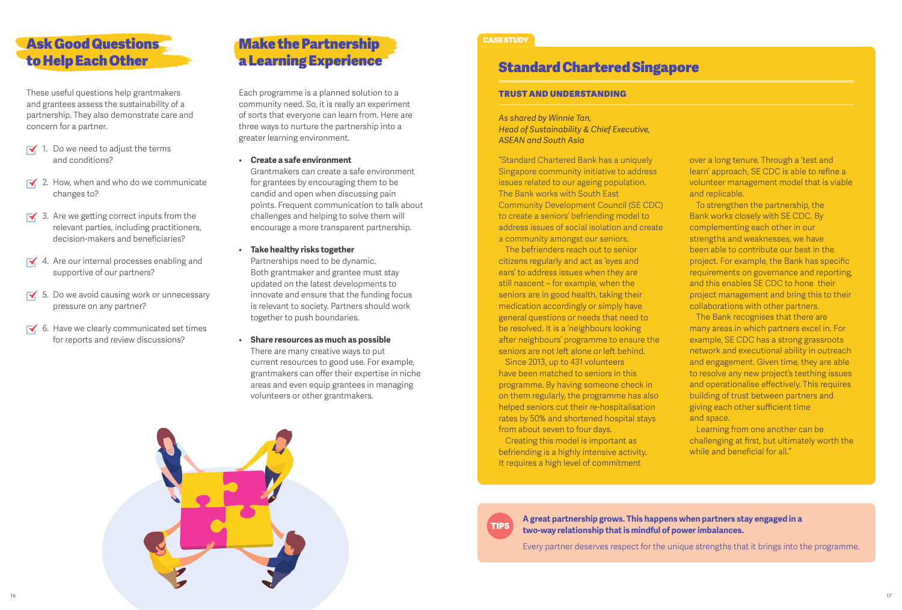## Ask Good Questions to Help Each Other

These useful questions help grantmakers and grantees assess the sustainability of a partnership. They also demonstrate care and concern for a partner.

1. Do we need to adjust the terms and conditions?
2. How, when and who do we communicate changes to?
3. Are we getting correct inputs from the relevant parties, including practitioners, decision-makers and beneficiaries?
4. Are our internal processes enabling and supportive of our partners?
5. Do we avoid causing work or unnecessary pressure on any partner?
6. Have we clearly communicated set times for reports and review discussions?

## Make the Partnership a Learning Experience

Each programme is a planned solution to a community need. So, it is really an experiment of sorts that everyone can learn from. Here are three ways to nurture the partnership into a greater learning environment.

- **Create a safe environment**
  Grantmakers can create a safe environment for grantees by encouraging them to be candid and open when discussing pain points. Frequent communication to talk about challenges and helping to solve them will encourage a more transparent partnership.

- **Take healthy risks together**
  Partnerships need to be dynamic. Both grantmaker and grantee must stay updated on the latest developments to innovate and ensure that the funding focus is relevant to society. Partners should work together to push boundaries.

- **Share resources as much as possible**
  There are many creative ways to put current resources to good use. For example, grantmakers can offer their expertise in niche areas and even equip grantees in managing volunteers or other grantmakers.

CASE STUDY

## Standard Chartered Singapore

### TRUST AND UNDERSTANDING

*As shared by Winnie Tan,*
*Head of Sustainability & Chief Executive,*
*ASEAN and South Asia*

"Standard Chartered Bank has a uniquely Singapore community initiative to address issues related to our ageing population. The Bank works with South East Community Development Council (SE CDC) to create a seniors' befriending model to address issues of social isolation and create a community amongst our seniors.

The befrienders reach out to senior citizens regularly and act as 'eyes and ears' to address issues when they are still nascent – for example, when the seniors are in good health, taking their medication accordingly or simply have general questions or needs that need to be resolved. It is a 'neighbours looking after neighbours' programme to ensure the seniors are not left alone or left behind.

Since 2013, up to 431 volunteers have been matched to seniors in this programme. By having someone check in on them regularly, the programme has also helped seniors cut their re-hospitalisation rates by 50% and shortened hospital stays from about seven to four days.

Creating this model is important as befriending is a highly intensive activity. It requires a high level of commitment over a long tenure. Through a 'test and learn' approach, SE CDC is able to refine a volunteer management model that is viable and replicable.

To strengthen the partnership, the Bank works closely with SE CDC. By complementing each other in our strengths and weaknesses, we have been able to contribute our best in the project. For example, the Bank has specific requirements on governance and reporting, and this enables SE CDC to hone their project management and bring this to their collaborations with other partners.

The Bank recognises that there are many areas in which partners excel in. For example, SE CDC has a strong grassroots network and executional ability in outreach and engagement. Given time, they are able to resolve any new project's teething issues and operationalise effectively. This requires building of trust between partners and giving each other sufficient time and space.

Learning from one another can be challenging at first, but ultimately worth the while and beneficial for all."

TIPS

**A great partnership grows. This happens when partners stay engaged in a two-way relationship that is mindful of power imbalances.**

Every partner deserves respect for the unique strengths that it brings into the programme.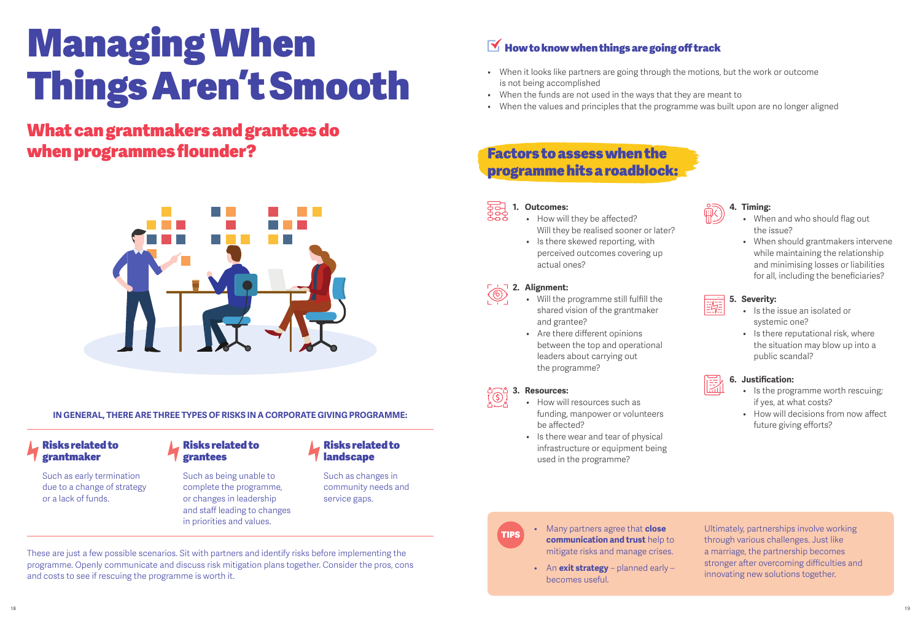# Managing When Things Aren't Smooth

## What can grantmakers and grantees do when programmes flounder?

**IN GENERAL, THERE ARE THREE TYPES OF RISKS IN A CORPORATE GIVING PROGRAMME:**

### Risks related to grantmaker

Such as early termination due to a change of strategy or a lack of funds.

### Risks related to grantees

Such as being unable to complete the programme, or changes in leadership and staff leading to changes in priorities and values.

### Risks related to landscape

Such as changes in community needs and service gaps.

These are just a few possible scenarios. Sit with partners and identify risks before implementing the programme. Openly communicate and discuss risk mitigation plans together. Consider the pros, cons and costs to see if rescuing the programme is worth it.

## How to know when things are going off track

- When it looks like partners are going through the motions, but the work or outcome is not being accomplished
- When the funds are not used in the ways that they are meant to
- When the values and principles that the programme was built upon are no longer aligned

## Factors to assess when the programme hits a roadblock:

1. **Outcomes:**
   - How will they be affected? Will they be realised sooner or later?
   - Is there skewed reporting, with perceived outcomes covering up actual ones?
2. **Alignment:**
   - Will the programme still fulfill the shared vision of the grantmaker and grantee?
   - Are there different opinions between the top and operational leaders about carrying out the programme?
3. **Resources:**
   - How will resources such as funding, manpower or volunteers be affected?
   - Is there wear and tear of physical infrastructure or equipment being used in the programme?
4. **Timing:**
   - When and who should flag out the issue?
   - When should grantmakers intervene while maintaining the relationship and minimising losses or liabilities for all, including the beneficiaries?
5. **Severity:**
   - Is the issue an isolated or systemic one?
   - Is there reputational risk, where the situation may blow up into a public scandal?
6. **Justification:**
   - Is the programme worth rescuing; if yes, at what costs?
   - How will decisions from now affect future giving efforts?

**TIPS**

- Many partners agree that **close communication and trust** help to mitigate risks and manage crises.
- An **exit strategy** – planned early – becomes useful.

Ultimately, partnerships involve working through various challenges. Just like a marriage, the partnership becomes stronger after overcoming difficulties and innovating new solutions together.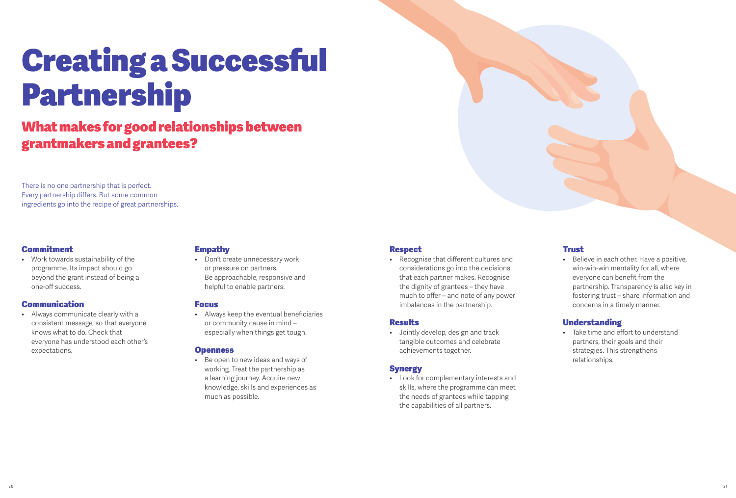# Creating a Successful Partnership

## What makes for good relationships between grantmakers and grantees?

There is no one partnership that is perfect. Every partnership differs. But some common ingredients go into the recipe of great partnerships.

### Commitment

- Work towards sustainability of the programme. Its impact should go beyond the grant instead of being a one-off success.

### Communication

- Always communicate clearly with a consistent message, so that everyone knows what to do. Check that everyone has understood each other's expectations.

### Empathy

- Don't create unnecessary work or pressure on partners. Be approachable, responsive and helpful to enable partners.

### Focus

- Always keep the eventual beneficiaries or community cause in mind – especially when things get tough.

### Openness

- Be open to new ideas and ways of working. Treat the partnership as a learning journey. Acquire new knowledge, skills and experiences as much as possible.

### Respect

- Recognise that different cultures and considerations go into the decisions that each partner makes. Recognise the dignity of grantees – they have much to offer – and note of any power imbalances in the partnership.

### Results

- Jointly develop, design and track tangible outcomes and celebrate achievements together.

### Synergy

- Look for complementary interests and skills, where the programme can meet the needs of grantees while tapping the capabilities of all partners.

### Trust

- Believe in each other. Have a positive, win-win-win mentality for all, where everyone can benefit from the partnership. Transparency is also key in fostering trust – share information and concerns in a timely manner.

### Understanding

- Take time and effort to understand partners, their goals and their strategies. This strengthens relationships.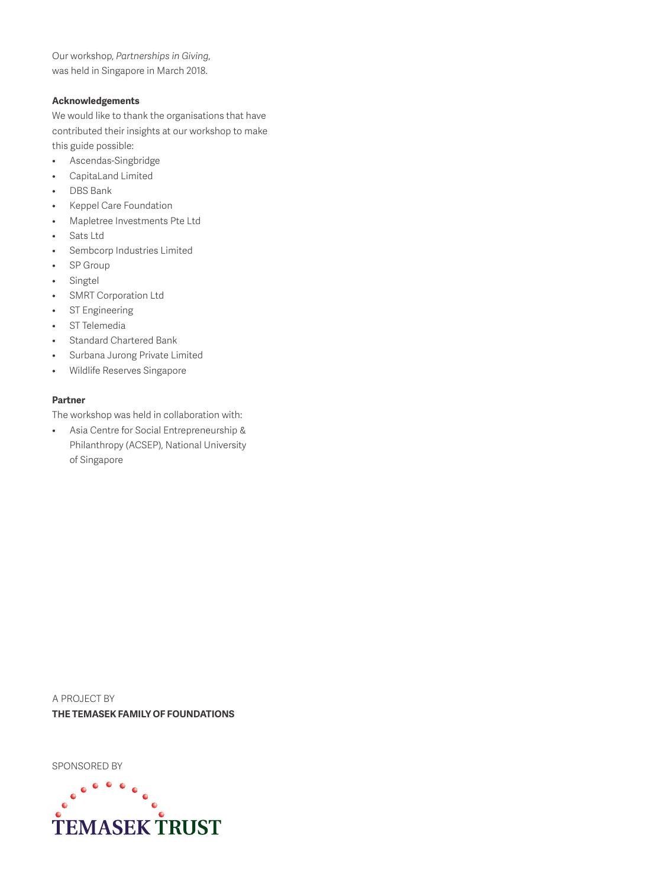Our workshop, *Partnerships in Giving*, was held in Singapore in March 2018.

**Acknowledgements**

We would like to thank the organisations that have contributed their insights at our workshop to make this guide possible:

- Ascendas-Singbridge
- CapitaLand Limited
- DBS Bank
- Keppel Care Foundation
- Mapletree Investments Pte Ltd
- Sats Ltd
- Sembcorp Industries Limited
- SP Group
- Singtel
- SMRT Corporation Ltd
- ST Engineering
- ST Telemedia
- Standard Chartered Bank
- Surbana Jurong Private Limited
- Wildlife Reserves Singapore

**Partner**

The workshop was held in collaboration with:

- Asia Centre for Social Entrepreneurship & Philanthropy (ACSEP), National University of Singapore

A PROJECT BY

**THE TEMASEK FAMILY OF FOUNDATIONS**

SPONSORED BY

TEMASEK TRUST